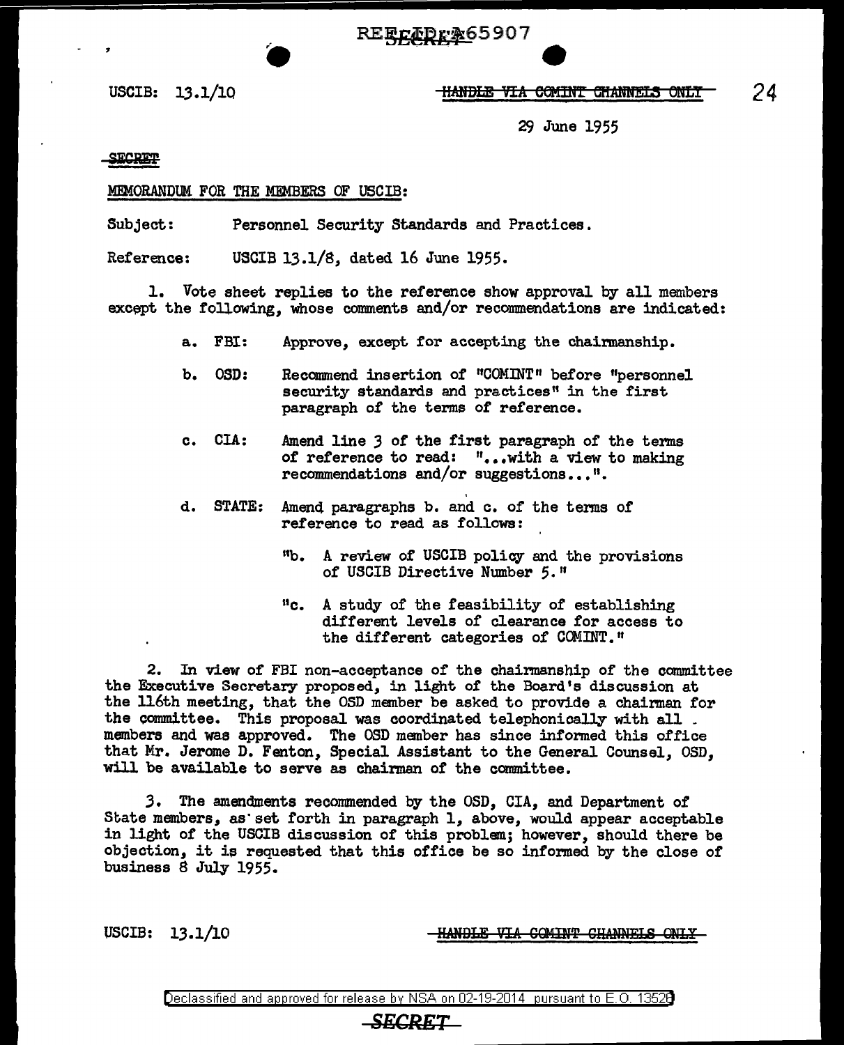USCIB: 13.1/10

HANDLE VIA COMINT CHANNELS ONLY

29 June 1955

SECRET

MEMORANDUM FOR THE MEMBERS OF USCIB:

Subject: Personnel Security Standards and Practices.

Reference: USCIB 13.1/8, dated 16 June 1955.

1. Vote sheet replies to the reference show approval by all members except the following, whose comments and/or recommendations are indicated:

a. FBI: Approve, except for accepting the chairmanship.

b. OSD: Recommend insertion of "COMINT" before "personnel security standards and practices" in the first paragraph of the terms of reference.

c. CIA: Amend line 3 of the first paragraph of the terms of reference to read: "...with a view to making recommendations and/or suggestions...".

d. STATE: Amend paragraphs b. and c. of the terms of reference to read as follows:

"b. A review of USCIB policy and the provisions of USCIB Directive Number 5."

"c. A study of the feasibility of establishing different levels of clearance for access to the different categories of COMINT."

2. In view of FBI non-acceptance of the chairmanship of the committee the Executive Secretary proposed, in light of the Board's discussion at the 116th meeting, that the OSD member be asked to provide a chairman for the committee. This proposal was coordinated telephonically with all members and was approved. The OSD member has since informed this office that Mr. Jerome D. Fenton, Special Assistant to the General Counsel, OSD, will be available to serve as chairman of the committee.

3. The amendments recommended by the OSD, CIA, and Department of State members, as set forth in paragraph 1, above, would appear acceptable in light of the USCIB discussion of this problem; however, should there be objection, it is requested that this office be so informed by the close of business 8 July 1955.

USCIB: 13.1/10

HANDLE VIA COMINT CHANNELS ONLY

Declassified and approved for release by NSA on 02-19-2014 pursuant to E.O. 13526

SECRET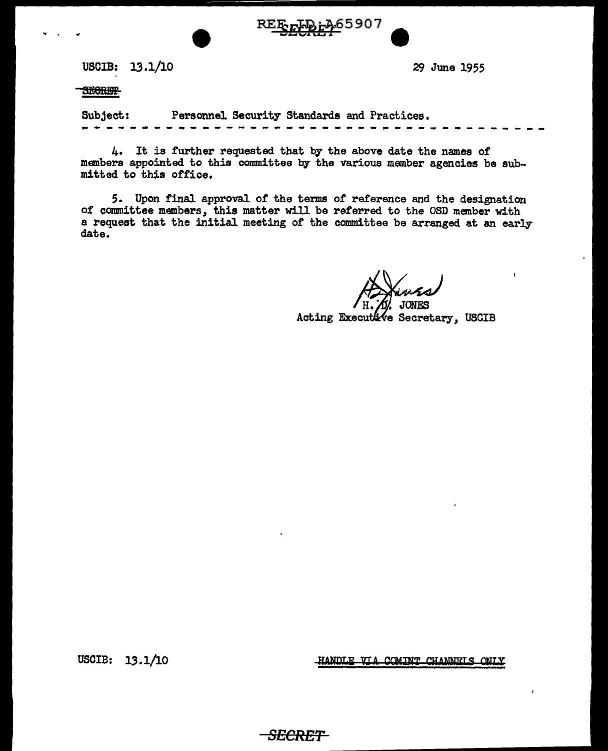USCIB: 13.1/10 29 June 1955

~~SECRET~~

Subject: Personnel Security Standards and Practices.

- - - - - - - - - - - - - - - - - - - - - - - - - - - - - - - - - - - -

4. It is further requested that by the above date the names of members appointed to this committee by the various member agencies be submitted to this office.

5. Upon final approval of the terms of reference and the designation of committee members, this matter will be referred to the OSD member with a request that the initial meeting of the committee be arranged at an early date.

H. D. JONES
Acting Executive Secretary, USCIB

USCIB: 13.1/10

~~HANDLE VIA COMINT CHANNELS ONLY~~

~~SECRET~~